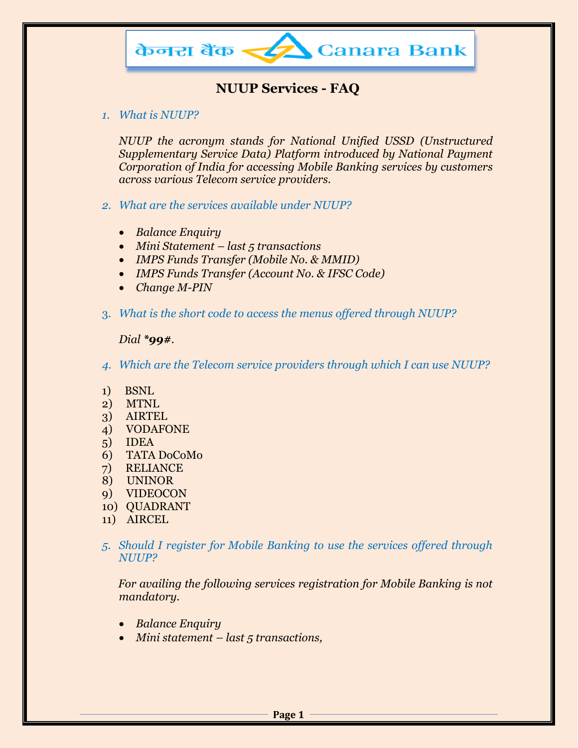केनरा बैंक Canara Bank

# NUUP Services - FAQ

1. *What is NUUP?*

   *NUUP the acronym stands for National Unified USSD (Unstructured Supplementary Service Data) Platform introduced by National Payment Corporation of India for accessing Mobile Banking services by customers across various Telecom service providers.*

2. *What are the services available under NUUP?*

   - *Balance Enquiry*
   - *Mini Statement – last 5 transactions*
   - *IMPS Funds Transfer (Mobile No. & MMID)*
   - *IMPS Funds Transfer (Account No. & IFSC Code)*
   - *Change M-PIN*

3. *What is the short code to access the menus offered through NUUP?*

   *Dial* ***99#**.

4. *Which are the Telecom service providers through which I can use NUUP?*

1) BSNL
2) MTNL
3) AIRTEL
4) VODAFONE
5) IDEA
6) TATA DoCoMo
7) RELIANCE
8) UNINOR
9) VIDEOCON
10) QUADRANT
11) AIRCEL

5. *Should I register for Mobile Banking to use the services offered through NUUP?*

   *For availing the following services registration for Mobile Banking is not mandatory.*

   - *Balance Enquiry*
   - *Mini statement – last 5 transactions,*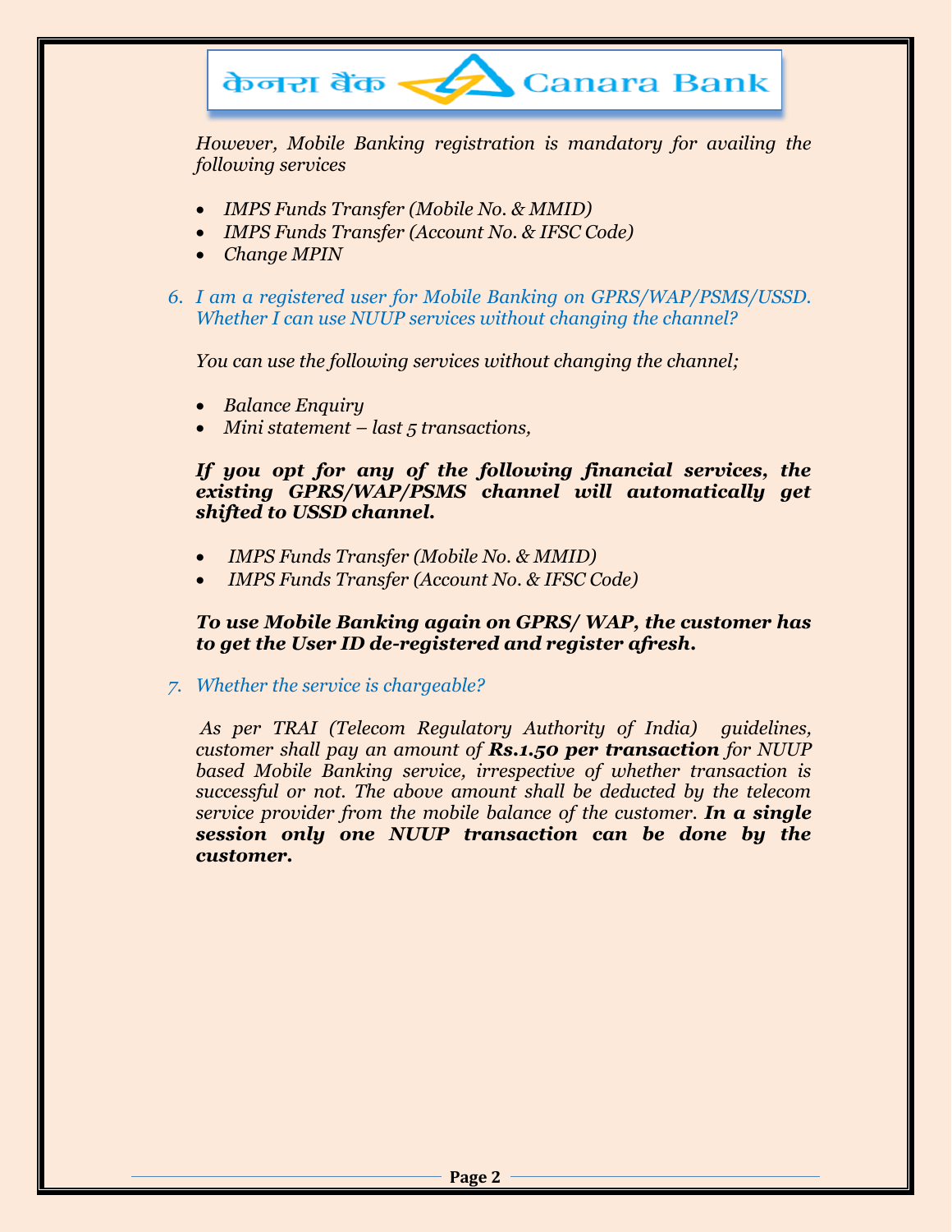*However, Mobile Banking registration is mandatory for availing the following services*

- *IMPS Funds Transfer (Mobile No. & MMID)*
- *IMPS Funds Transfer (Account No. & IFSC Code)*
- *Change MPIN*

6. *I am a registered user for Mobile Banking on GPRS/WAP/PSMS/USSD. Whether I can use NUUP services without changing the channel?*

   *You can use the following services without changing the channel;*

   - *Balance Enquiry*
   - *Mini statement – last 5 transactions,*

   ***If you opt for any of the following financial services, the existing GPRS/WAP/PSMS channel will automatically get shifted to USSD channel.***

   - *IMPS Funds Transfer (Mobile No. & MMID)*
   - *IMPS Funds Transfer (Account No. & IFSC Code)*

   ***To use Mobile Banking again on GPRS/ WAP, the customer has to get the User ID de-registered and register afresh.***

7. *Whether the service is chargeable?*

   *As per TRAI (Telecom Regulatory Authority of India) guidelines, customer shall pay an amount of* ***Rs.1.50 per transaction*** *for NUUP based Mobile Banking service, irrespective of whether transaction is successful or not. The above amount shall be deducted by the telecom service provider from the mobile balance of the customer.* ***In a single session only one NUUP transaction can be done by the customer.***